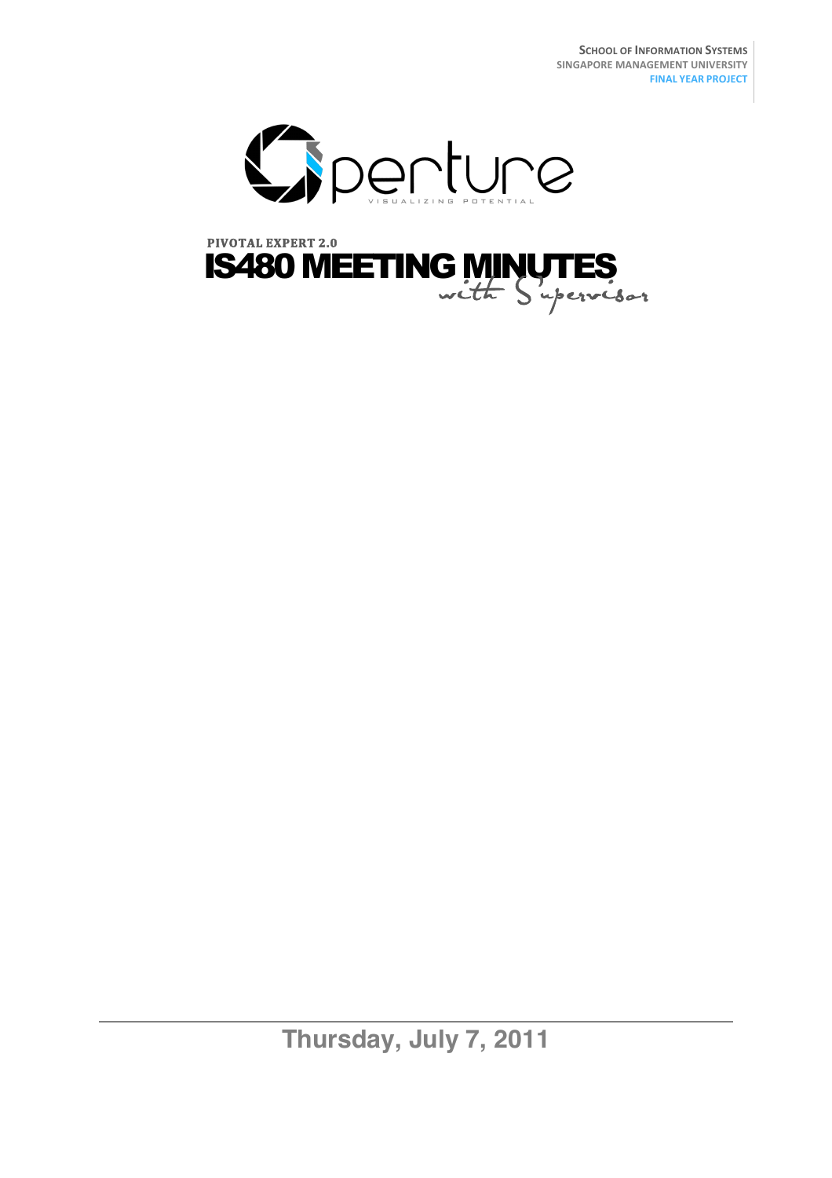**School of Information Systems**
**Singapore Management University**
**Final Year Project**

Aperture

VISUALIZING POTENTIAL

**PIVOTAL EXPERT 2.0**

# IS480 MEETING MINUTES

*with Supervisor*

**Thursday, July 7, 2011**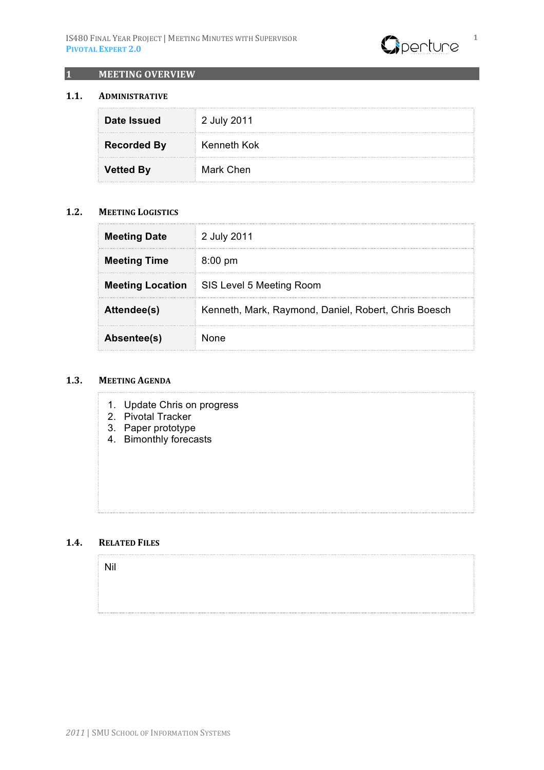# 1 MEETING OVERVIEW

## 1.1. ADMINISTRATIVE

| | |
|---|---|
| **Date Issued** | 2 July 2011 |
| **Recorded By** | Kenneth Kok |
| **Vetted By** | Mark Chen |

## 1.2. MEETING LOGISTICS

| | |
|---|---|
| **Meeting Date** | 2 July 2011 |
| **Meeting Time** | 8:00 pm |
| **Meeting Location** | SIS Level 5 Meeting Room |
| **Attendee(s)** | Kenneth, Mark, Raymond, Daniel, Robert, Chris Boesch |
| **Absentee(s)** | None |

## 1.3. MEETING AGENDA

1. Update Chris on progress
2. Pivotal Tracker
3. Paper prototype
4. Bimonthly forecasts

## 1.4. RELATED FILES

Nil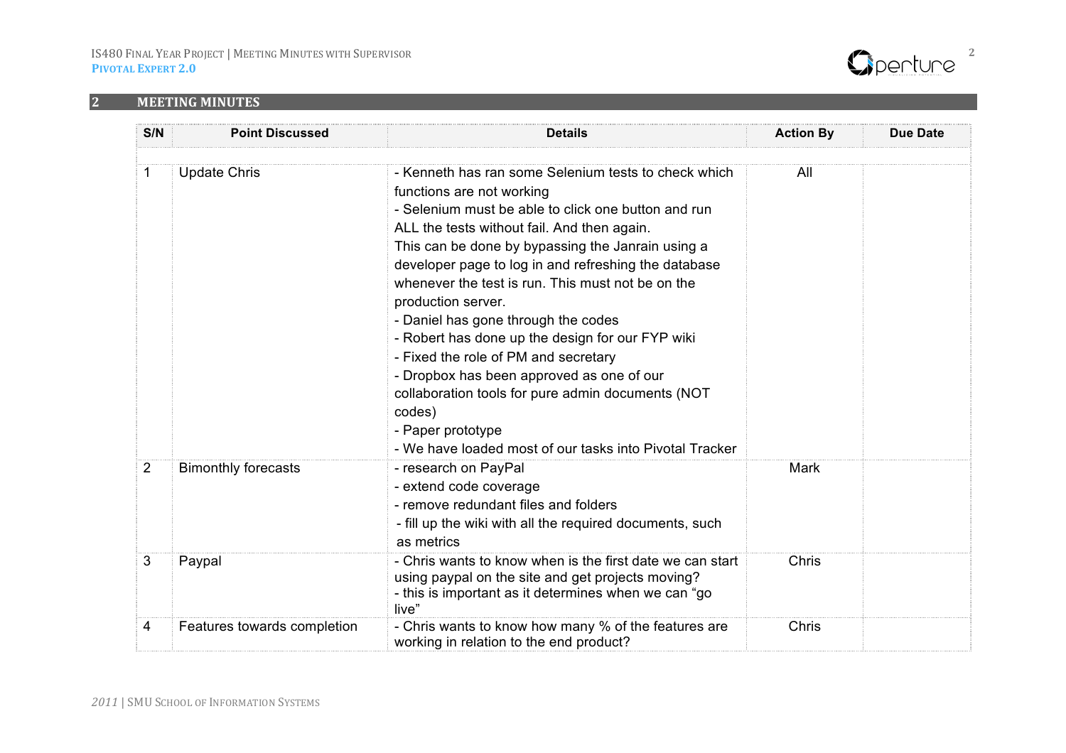## 2 MEETING MINUTES

| S/N | Point Discussed | Details | Action By | Due Date |
|---|---|---|---|---|
| 1 | Update Chris | - Kenneth has ran some Selenium tests to check which functions are not working<br>- Selenium must be able to click one button and run ALL the tests without fail. And then again. This can be done by bypassing the Janrain using a developer page to log in and refreshing the database whenever the test is run. This must not be on the production server.<br>- Daniel has gone through the codes<br>- Robert has done up the design for our FYP wiki<br>- Fixed the role of PM and secretary<br>- Dropbox has been approved as one of our collaboration tools for pure admin documents (NOT codes)<br>- Paper prototype<br>- We have loaded most of our tasks into Pivotal Tracker | All | |
| 2 | Bimonthly forecasts | - research on PayPal<br>- extend code coverage<br>- remove redundant files and folders<br>- fill up the wiki with all the required documents, such as metrics | Mark | |
| 3 | Paypal | - Chris wants to know when is the first date we can start using paypal on the site and get projects moving?<br>- this is important as it determines when we can "go live" | Chris | |
| 4 | Features towards completion | - Chris wants to know how many % of the features are working in relation to the end product? | Chris | |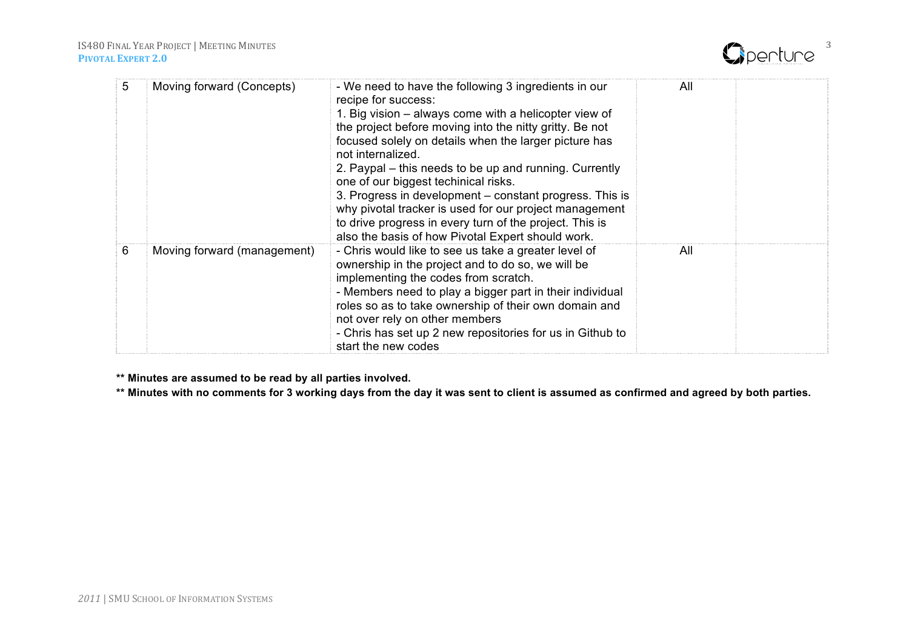| | | | | |
|---|---|---|---|---|
| 5 | Moving forward (Concepts) | - We need to have the following 3 ingredients in our recipe for success:<br>1. Big vision – always come with a helicopter view of the project before moving into the nitty gritty. Be not focused solely on details when the larger picture has not internalized.<br>2. Paypal – this needs to be up and running. Currently one of our biggest techinical risks.<br>3. Progress in development – constant progress. This is why pivotal tracker is used for our project management to drive progress in every turn of the project. This is also the basis of how Pivotal Expert should work. | All | |
| 6 | Moving forward (management) | - Chris would like to see us take a greater level of ownership in the project and to do so, we will be implementing the codes from scratch.<br>- Members need to play a bigger part in their individual roles so as to take ownership of their own domain and not over rely on other members<br>- Chris has set up 2 new repositories for us in Github to start the new codes | All | |

**** Minutes are assumed to be read by all parties involved.**

**** Minutes with no comments for 3 working days from the day it was sent to client is assumed as confirmed and agreed by both parties.**